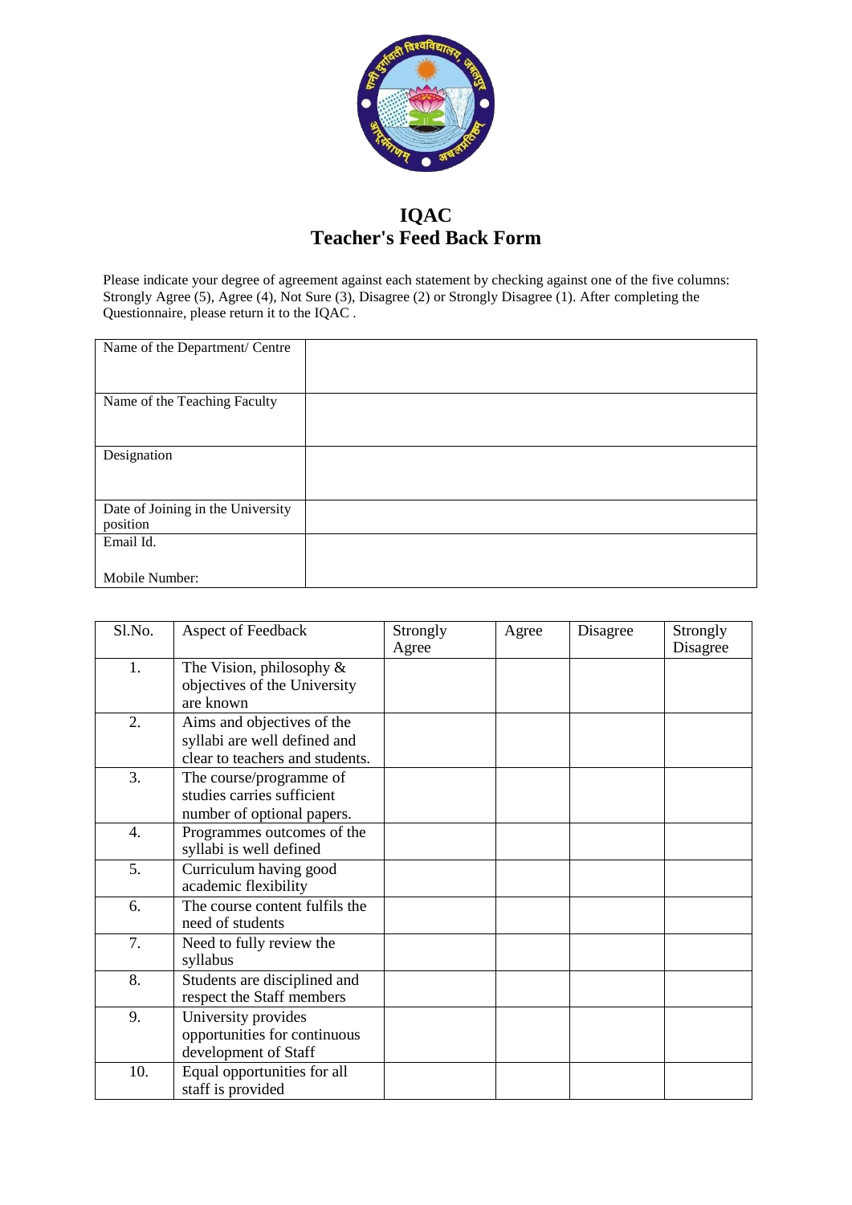# IQAC
## Teacher's Feed Back Form

Please indicate your degree of agreement against each statement by checking against one of the five columns: Strongly Agree (5), Agree (4), Not Sure (3), Disagree (2) or Strongly Disagree (1). After completing the Questionnaire, please return it to the IQAC .

| | |
|---|---|
| Name of the Department/ Centre | |
| Name of the Teaching Faculty | |
| Designation | |
| Date of Joining in the University position | |
| Email Id.<br><br>Mobile Number: | |

| Sl.No. | Aspect of Feedback | Strongly Agree | Agree | Disagree | Strongly Disagree |
|---|---|---|---|---|---|
| 1. | The Vision, philosophy & objectives of the University are known | | | | |
| 2. | Aims and objectives of the syllabi are well defined and clear to teachers and students. | | | | |
| 3. | The course/programme of studies carries sufficient number of optional papers. | | | | |
| 4. | Programmes outcomes of the syllabi is well defined | | | | |
| 5. | Curriculum having good academic flexibility | | | | |
| 6. | The course content fulfils the need of students | | | | |
| 7. | Need to fully review the syllabus | | | | |
| 8. | Students are disciplined and respect the Staff members | | | | |
| 9. | University provides opportunities for continuous development of Staff | | | | |
| 10. | Equal opportunities for all staff is provided | | | | |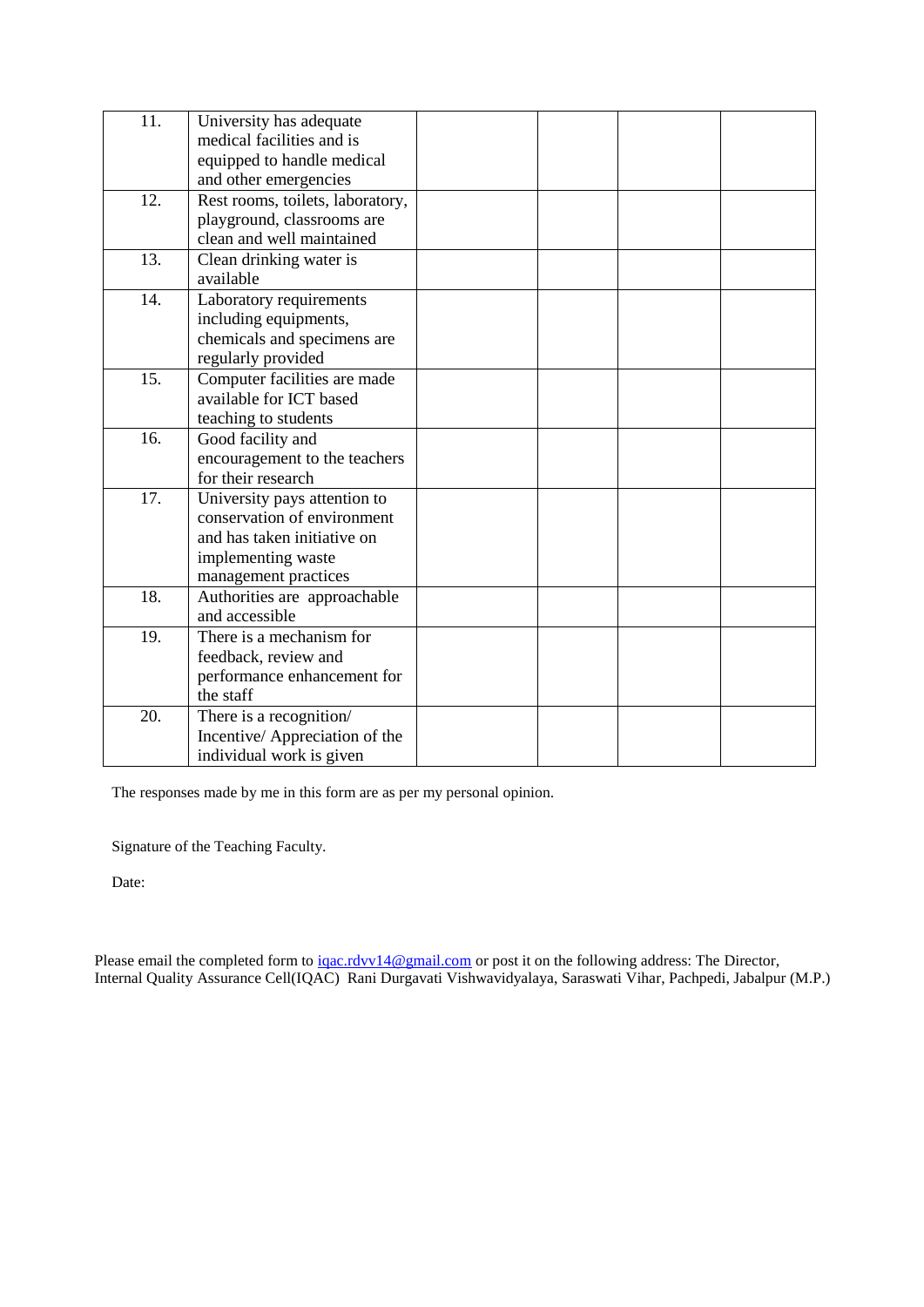| | | | | | |
|---|---|---|---|---|---|
| 11. | University has adequate medical facilities and is equipped to handle medical and other emergencies | | | | |
| 12. | Rest rooms, toilets, laboratory, playground, classrooms are clean and well maintained | | | | |
| 13. | Clean drinking water is available | | | | |
| 14. | Laboratory requirements including equipments, chemicals and specimens are regularly provided | | | | |
| 15. | Computer facilities are made available for ICT based teaching to students | | | | |
| 16. | Good facility and encouragement to the teachers for their research | | | | |
| 17. | University pays attention to conservation of environment and has taken initiative on implementing waste management practices | | | | |
| 18. | Authorities are approachable and accessible | | | | |
| 19. | There is a mechanism for feedback, review and performance enhancement for the staff | | | | |
| 20. | There is a recognition/ Incentive/ Appreciation of the individual work is given | | | | |

The responses made by me in this form are as per my personal opinion.

Signature of the Teaching Faculty.

Date:

Please email the completed form to iqac.rdvv14@gmail.com or post it on the following address: The Director, Internal Quality Assurance Cell(IQAC) Rani Durgavati Vishwavidyalaya, Saraswati Vihar, Pachpedi, Jabalpur (M.P.)